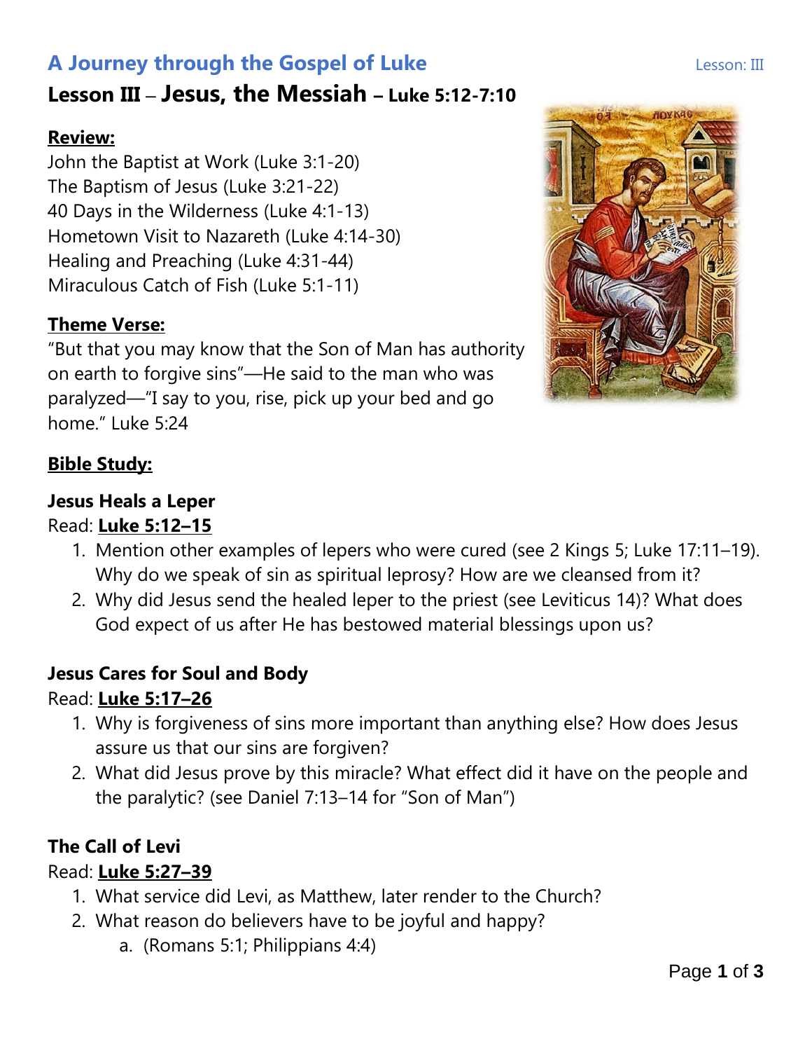# A Journey through the Gospel of Luke

## Lesson III – Jesus, the Messiah – Luke 5:12-7:10

**Review:**

John the Baptist at Work (Luke 3:1-20)
The Baptism of Jesus (Luke 3:21-22)
40 Days in the Wilderness (Luke 4:1-13)
Hometown Visit to Nazareth (Luke 4:14-30)
Healing and Preaching (Luke 4:31-44)
Miraculous Catch of Fish (Luke 5:1-11)

**Theme Verse:**

"But that you may know that the Son of Man has authority on earth to forgive sins"—He said to the man who was paralyzed—"I say to you, rise, pick up your bed and go home." Luke 5:24

**Bible Study:**

### Jesus Heals a Leper

Read: **Luke 5:12–15**

1. Mention other examples of lepers who were cured (see 2 Kings 5; Luke 17:11–19). Why do we speak of sin as spiritual leprosy? How are we cleansed from it?
2. Why did Jesus send the healed leper to the priest (see Leviticus 14)? What does God expect of us after He has bestowed material blessings upon us?

### Jesus Cares for Soul and Body

Read: **Luke 5:17–26**

1. Why is forgiveness of sins more important than anything else? How does Jesus assure us that our sins are forgiven?
2. What did Jesus prove by this miracle? What effect did it have on the people and the paralytic? (see Daniel 7:13–14 for "Son of Man")

### The Call of Levi

Read: **Luke 5:27–39**

1. What service did Levi, as Matthew, later render to the Church?
2. What reason do believers have to be joyful and happy?
   a. (Romans 5:1; Philippians 4:4)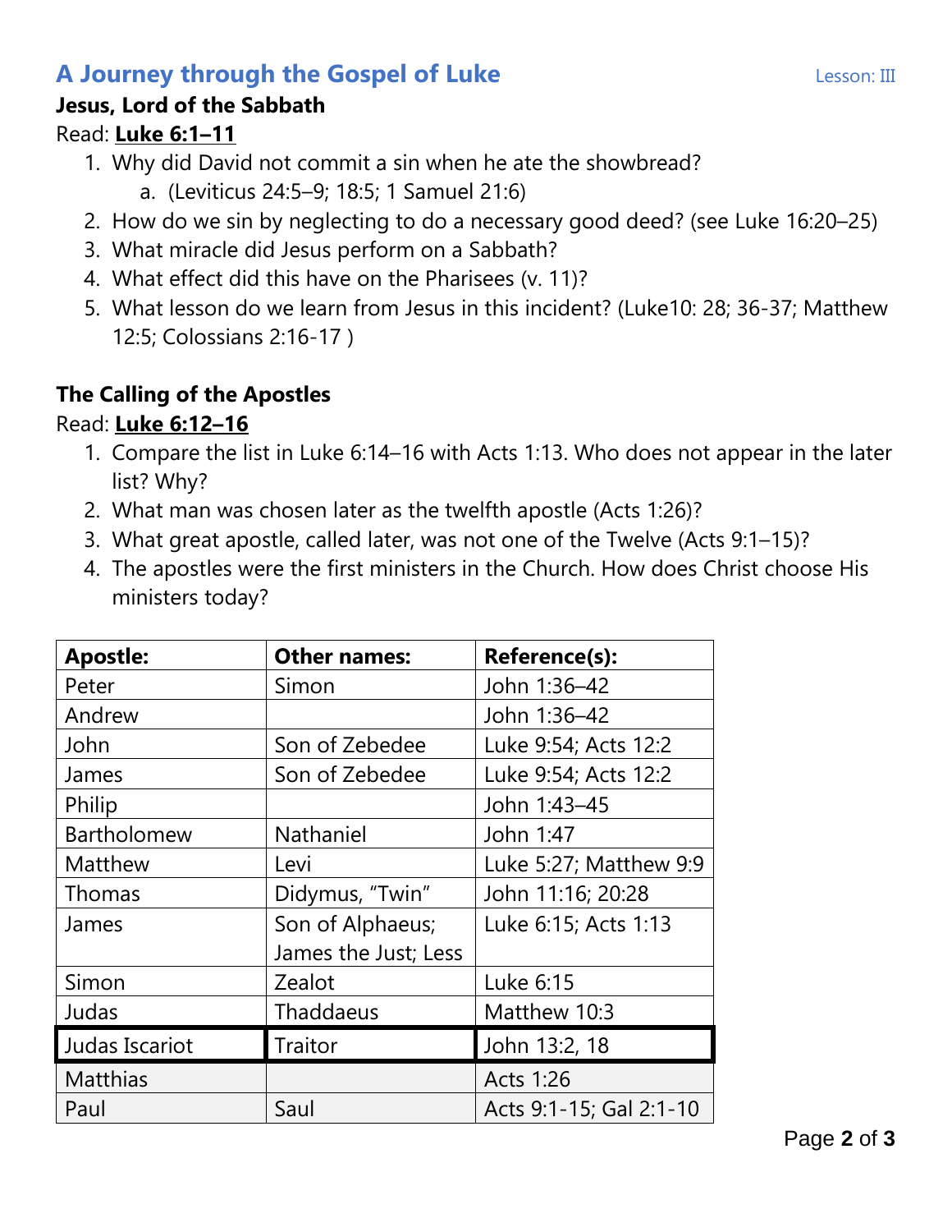# A Journey through the Gospel of Luke

Lesson: III

## Jesus, Lord of the Sabbath

Read: **Luke 6:1–11**

1. Why did David not commit a sin when he ate the showbread?
   a. (Leviticus 24:5–9; 18:5; 1 Samuel 21:6)
2. How do we sin by neglecting to do a necessary good deed? (see Luke 16:20–25)
3. What miracle did Jesus perform on a Sabbath?
4. What effect did this have on the Pharisees (v. 11)?
5. What lesson do we learn from Jesus in this incident? (Luke10: 28; 36-37; Matthew 12:5; Colossians 2:16-17 )

## The Calling of the Apostles

Read: **Luke 6:12–16**

1. Compare the list in Luke 6:14–16 with Acts 1:13. Who does not appear in the later list? Why?
2. What man was chosen later as the twelfth apostle (Acts 1:26)?
3. What great apostle, called later, was not one of the Twelve (Acts 9:1–15)?
4. The apostles were the first ministers in the Church. How does Christ choose His ministers today?

| Apostle: | Other names: | Reference(s): |
|---|---|---|
| Peter | Simon | John 1:36–42 |
| Andrew | | John 1:36–42 |
| John | Son of Zebedee | Luke 9:54; Acts 12:2 |
| James | Son of Zebedee | Luke 9:54; Acts 12:2 |
| Philip | | John 1:43–45 |
| Bartholomew | Nathaniel | John 1:47 |
| Matthew | Levi | Luke 5:27; Matthew 9:9 |
| Thomas | Didymus, "Twin" | John 11:16; 20:28 |
| James | Son of Alphaeus; James the Just; Less | Luke 6:15; Acts 1:13 |
| Simon | Zealot | Luke 6:15 |
| Judas | Thaddaeus | Matthew 10:3 |
| Judas Iscariot | Traitor | John 13:2, 18 |
| Matthias | | Acts 1:26 |
| Paul | Saul | Acts 9:1-15; Gal 2:1-10 |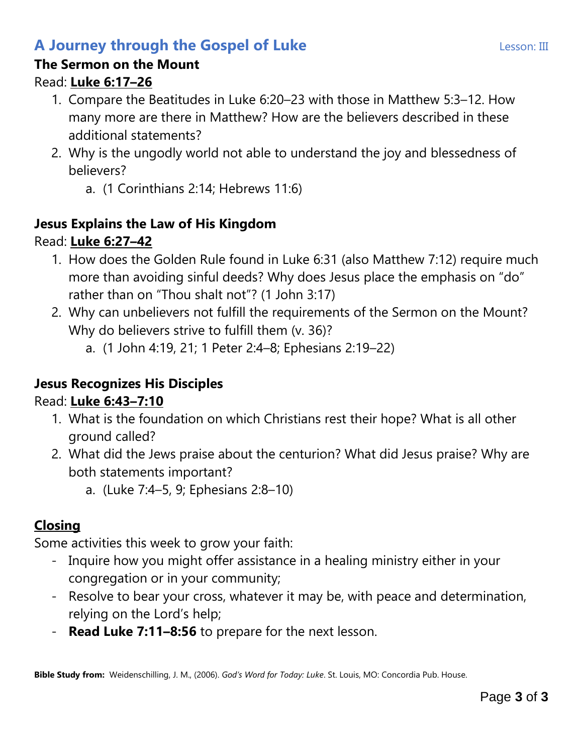# A Journey through the Gospel of Luke

Lesson: III

## The Sermon on the Mount

Read: **Luke 6:17–26**

1. Compare the Beatitudes in Luke 6:20–23 with those in Matthew 5:3–12. How many more are there in Matthew? How are the believers described in these additional statements?
2. Why is the ungodly world not able to understand the joy and blessedness of believers?
    a. (1 Corinthians 2:14; Hebrews 11:6)

## Jesus Explains the Law of His Kingdom

Read: **Luke 6:27–42**

1. How does the Golden Rule found in Luke 6:31 (also Matthew 7:12) require much more than avoiding sinful deeds? Why does Jesus place the emphasis on "do" rather than on "Thou shalt not"? (1 John 3:17)
2. Why can unbelievers not fulfill the requirements of the Sermon on the Mount? Why do believers strive to fulfill them (v. 36)?
    a. (1 John 4:19, 21; 1 Peter 2:4–8; Ephesians 2:19–22)

## Jesus Recognizes His Disciples

Read: **Luke 6:43–7:10**

1. What is the foundation on which Christians rest their hope? What is all other ground called?
2. What did the Jews praise about the centurion? What did Jesus praise? Why are both statements important?
    a. (Luke 7:4–5, 9; Ephesians 2:8–10)

## Closing

Some activities this week to grow your faith:

- Inquire how you might offer assistance in a healing ministry either in your congregation or in your community;
- Resolve to bear your cross, whatever it may be, with peace and determination, relying on the Lord's help;
- **Read Luke 7:11–8:56** to prepare for the next lesson.

**Bible Study from:** Weidenschilling, J. M., (2006). *God's Word for Today: Luke*. St. Louis, MO: Concordia Pub. House.